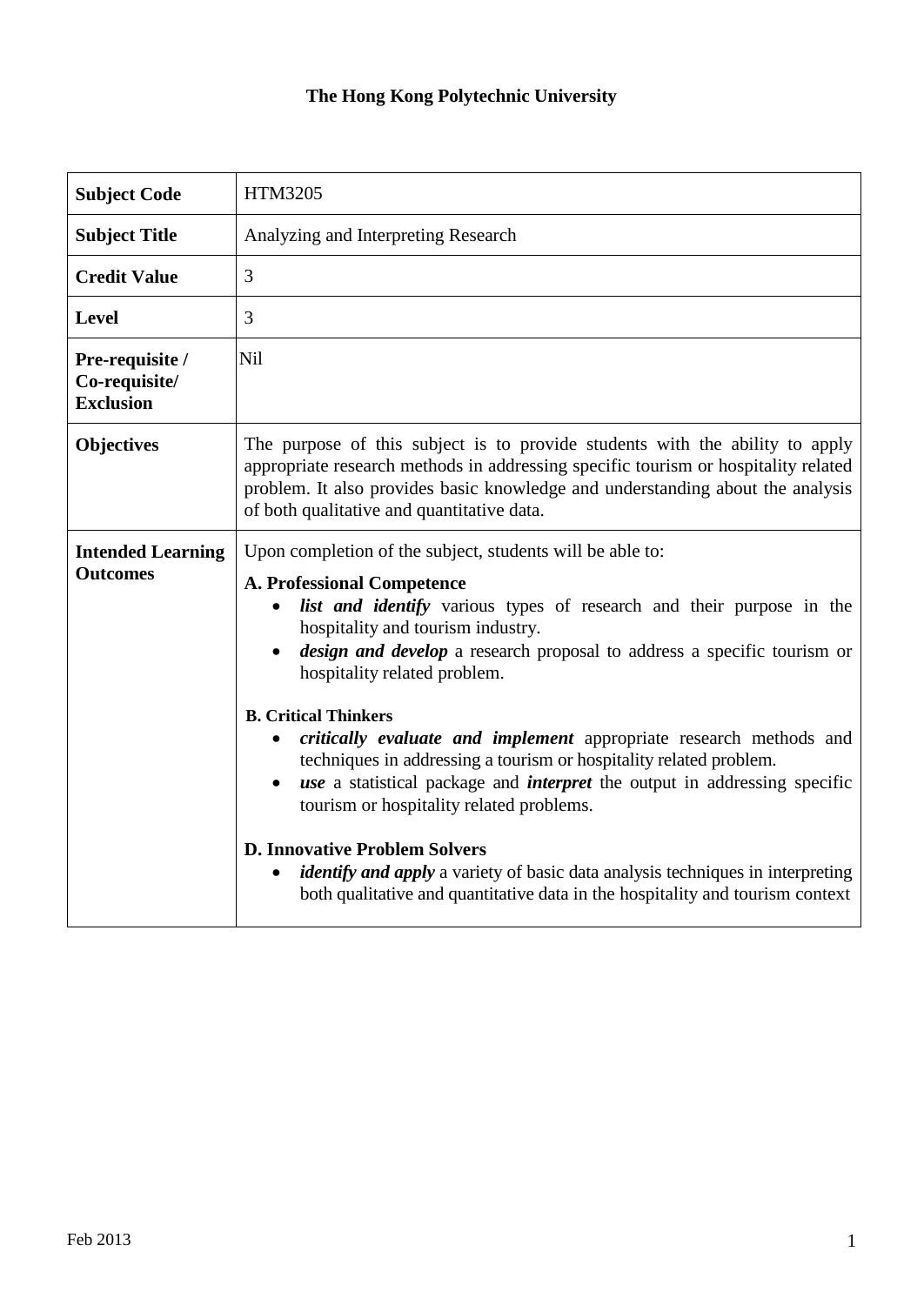**The Hong Kong Polytechnic University**

| | |
|---|---|
| **Subject Code** | HTM3205 |
| **Subject Title** | Analyzing and Interpreting Research |
| **Credit Value** | 3 |
| **Level** | 3 |
| **Pre-requisite / Co-requisite/ Exclusion** | Nil |
| **Objectives** | The purpose of this subject is to provide students with the ability to apply appropriate research methods in addressing specific tourism or hospitality related problem. It also provides basic knowledge and understanding about the analysis of both qualitative and quantitative data. |
| **Intended Learning Outcomes** | Upon completion of the subject, students will be able to:<br>**A. Professional Competence**<br>• ***list and identify*** various types of research and their purpose in the hospitality and tourism industry.<br>• ***design and develop*** a research proposal to address a specific tourism or hospitality related problem.<br>**B. Critical Thinkers**<br>• ***critically evaluate and implement*** appropriate research methods and techniques in addressing a tourism or hospitality related problem.<br>• ***use*** a statistical package and ***interpret*** the output in addressing specific tourism or hospitality related problems.<br>**D. Innovative Problem Solvers**<br>• ***identify and apply*** a variety of basic data analysis techniques in interpreting both qualitative and quantitative data in the hospitality and tourism context |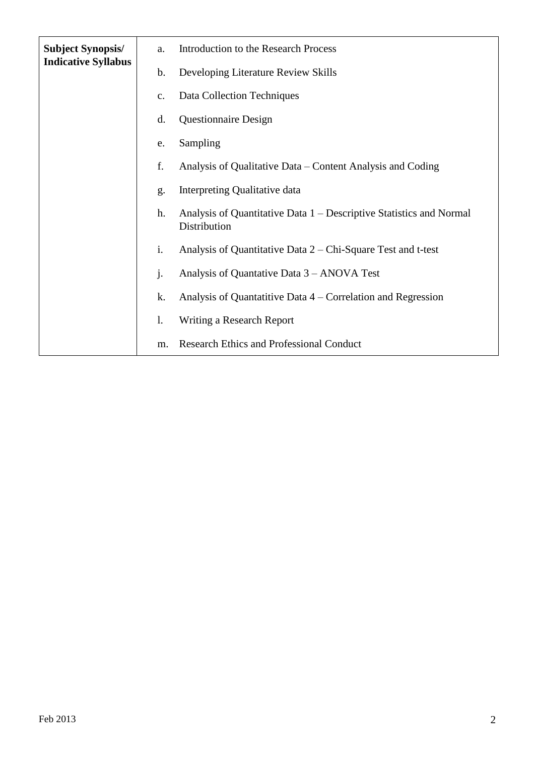| | |
|---|---|
| **Subject Synopsis/ Indicative Syllabus** | a. Introduction to the Research Process<br>b. Developing Literature Review Skills<br>c. Data Collection Techniques<br>d. Questionnaire Design<br>e. Sampling<br>f. Analysis of Qualitative Data – Content Analysis and Coding<br>g. Interpreting Qualitative data<br>h. Analysis of Quantitative Data 1 – Descriptive Statistics and Normal Distribution<br>i. Analysis of Quantitative Data 2 – Chi-Square Test and t-test<br>j. Analysis of Quantative Data 3 – ANOVA Test<br>k. Analysis of Quantatitive Data 4 – Correlation and Regression<br>l. Writing a Research Report<br>m. Research Ethics and Professional Conduct |

Feb 2013